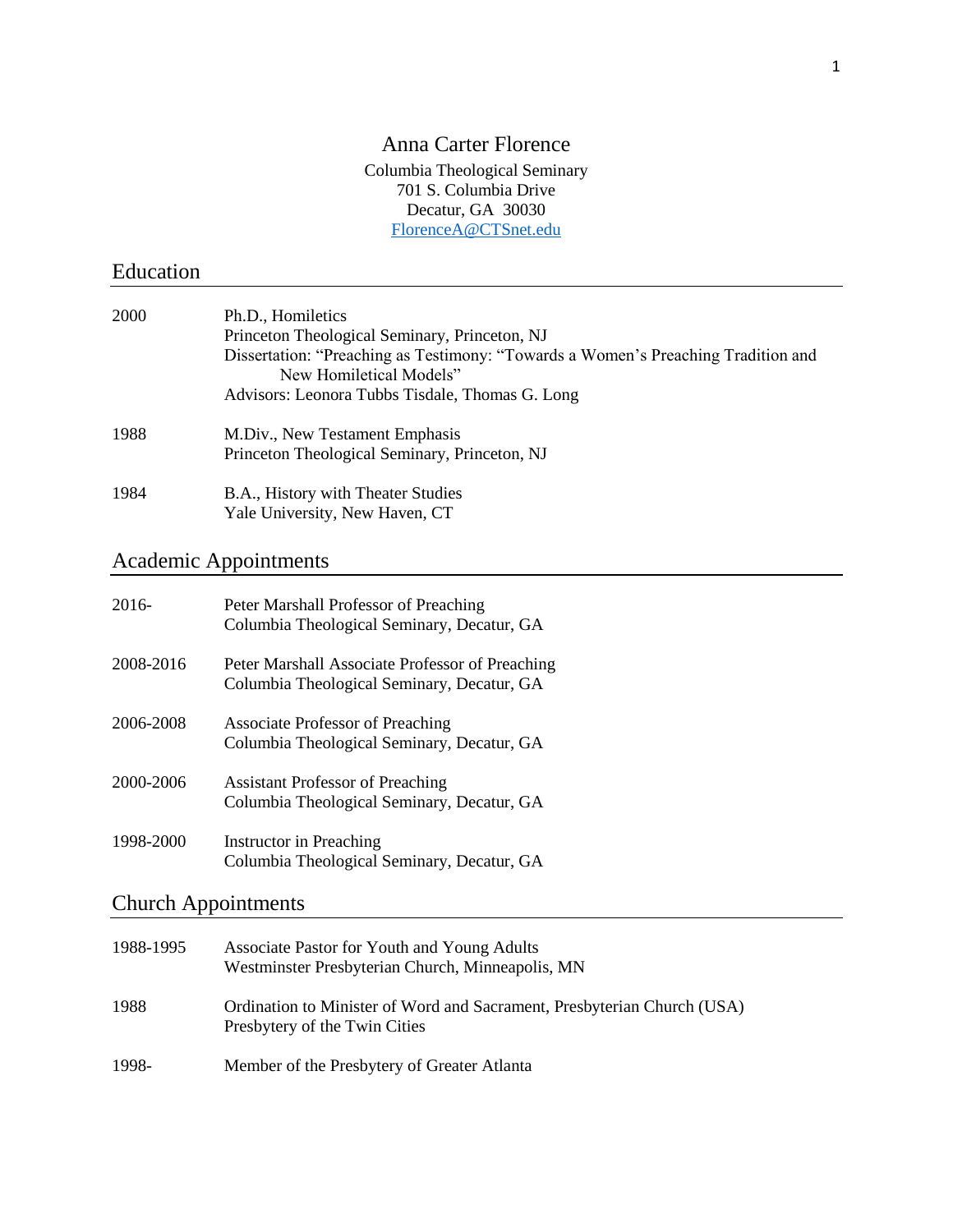# Anna Carter Florence

Columbia Theological Seminary
701 S. Columbia Drive
Decatur, GA 30030
FlorenceA@CTSnet.edu

## Education

2000 — Ph.D., Homiletics
Princeton Theological Seminary, Princeton, NJ
Dissertation: "Preaching as Testimony: "Towards a Women's Preaching Tradition and New Homiletical Models"
Advisors: Leonora Tubbs Tisdale, Thomas G. Long

1988 — M.Div., New Testament Emphasis
Princeton Theological Seminary, Princeton, NJ

1984 — B.A., History with Theater Studies
Yale University, New Haven, CT

## Academic Appointments

2016- — Peter Marshall Professor of Preaching
Columbia Theological Seminary, Decatur, GA

2008-2016 — Peter Marshall Associate Professor of Preaching
Columbia Theological Seminary, Decatur, GA

2006-2008 — Associate Professor of Preaching
Columbia Theological Seminary, Decatur, GA

2000-2006 — Assistant Professor of Preaching
Columbia Theological Seminary, Decatur, GA

1998-2000 — Instructor in Preaching
Columbia Theological Seminary, Decatur, GA

## Church Appointments

1988-1995 — Associate Pastor for Youth and Young Adults
Westminster Presbyterian Church, Minneapolis, MN

1988 — Ordination to Minister of Word and Sacrament, Presbyterian Church (USA)
Presbytery of the Twin Cities

1998- — Member of the Presbytery of Greater Atlanta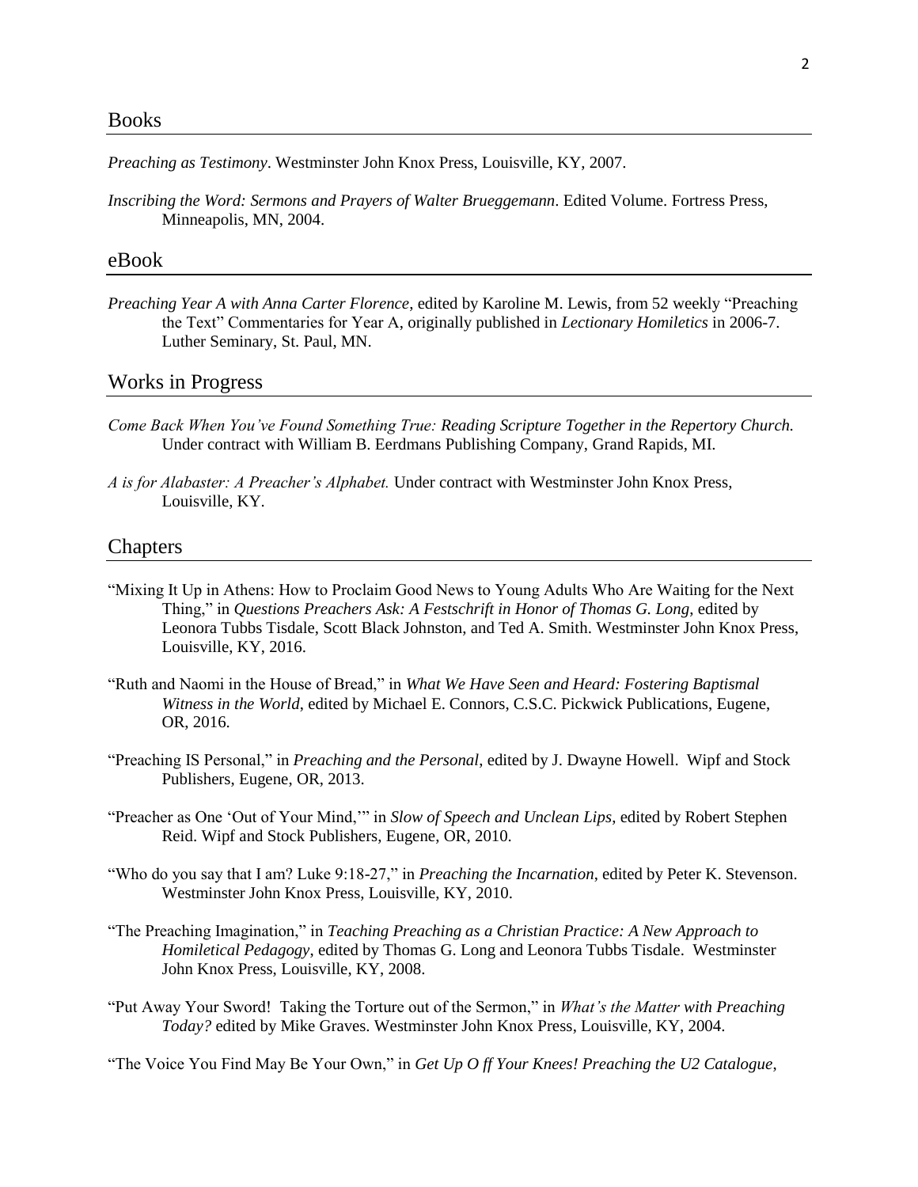## Books

*Preaching as Testimony*. Westminster John Knox Press, Louisville, KY, 2007.

*Inscribing the Word: Sermons and Prayers of Walter Brueggemann*. Edited Volume. Fortress Press, Minneapolis, MN, 2004.

## eBook

*Preaching Year A with Anna Carter Florence*, edited by Karoline M. Lewis, from 52 weekly "Preaching the Text" Commentaries for Year A, originally published in *Lectionary Homiletics* in 2006-7. Luther Seminary, St. Paul, MN.

## Works in Progress

*Come Back When You've Found Something True: Reading Scripture Together in the Repertory Church.* Under contract with William B. Eerdmans Publishing Company, Grand Rapids, MI.

*A is for Alabaster: A Preacher's Alphabet.* Under contract with Westminster John Knox Press, Louisville, KY.

## Chapters

"Mixing It Up in Athens: How to Proclaim Good News to Young Adults Who Are Waiting for the Next Thing," in *Questions Preachers Ask: A Festschrift in Honor of Thomas G. Long*, edited by Leonora Tubbs Tisdale, Scott Black Johnston, and Ted A. Smith. Westminster John Knox Press, Louisville, KY, 2016.

"Ruth and Naomi in the House of Bread," in *What We Have Seen and Heard: Fostering Baptismal Witness in the World*, edited by Michael E. Connors, C.S.C. Pickwick Publications, Eugene, OR, 2016.

"Preaching IS Personal," in *Preaching and the Personal*, edited by J. Dwayne Howell. Wipf and Stock Publishers, Eugene, OR, 2013.

"Preacher as One 'Out of Your Mind,'" in *Slow of Speech and Unclean Lips*, edited by Robert Stephen Reid. Wipf and Stock Publishers, Eugene, OR, 2010.

"Who do you say that I am? Luke 9:18-27," in *Preaching the Incarnation*, edited by Peter K. Stevenson. Westminster John Knox Press, Louisville, KY, 2010.

"The Preaching Imagination," in *Teaching Preaching as a Christian Practice: A New Approach to Homiletical Pedagogy*, edited by Thomas G. Long and Leonora Tubbs Tisdale. Westminster John Knox Press, Louisville, KY, 2008.

"Put Away Your Sword! Taking the Torture out of the Sermon," in *What's the Matter with Preaching Today?* edited by Mike Graves. Westminster John Knox Press, Louisville, KY, 2004.

"The Voice You Find May Be Your Own," in *Get Up O ff Your Knees! Preaching the U2 Catalogue*,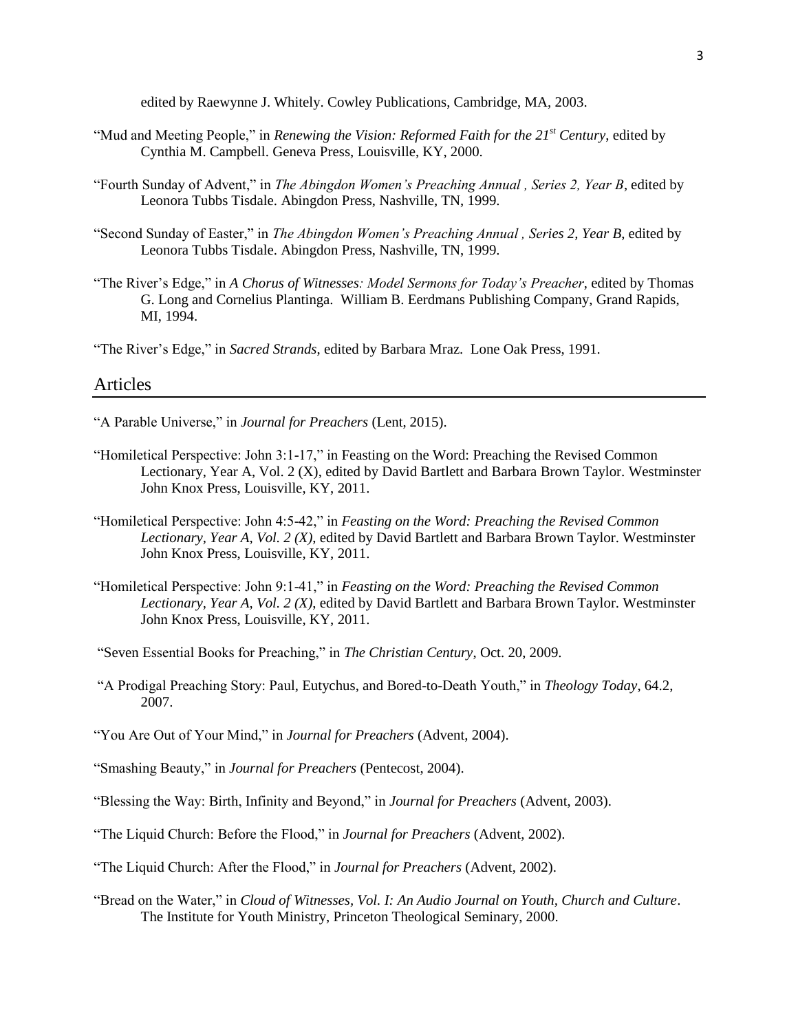edited by Raewynne J. Whitely. Cowley Publications, Cambridge, MA, 2003.

"Mud and Meeting People," in *Renewing the Vision: Reformed Faith for the 21st Century*, edited by Cynthia M. Campbell. Geneva Press, Louisville, KY, 2000.

"Fourth Sunday of Advent," in *The Abingdon Women's Preaching Annual , Series 2, Year B*, edited by Leonora Tubbs Tisdale. Abingdon Press, Nashville, TN, 1999.

"Second Sunday of Easter," in *The Abingdon Women's Preaching Annual , Series 2, Year B*, edited by Leonora Tubbs Tisdale. Abingdon Press, Nashville, TN, 1999.

"The River's Edge," in *A Chorus of Witnesses: Model Sermons for Today's Preacher*, edited by Thomas G. Long and Cornelius Plantinga. William B. Eerdmans Publishing Company, Grand Rapids, MI, 1994.

"The River's Edge," in *Sacred Strands*, edited by Barbara Mraz. Lone Oak Press, 1991.

## Articles

"A Parable Universe," in *Journal for Preachers* (Lent, 2015).

"Homiletical Perspective: John 3:1-17," in Feasting on the Word: Preaching the Revised Common Lectionary, Year A, Vol. 2 (X), edited by David Bartlett and Barbara Brown Taylor. Westminster John Knox Press, Louisville, KY, 2011.

"Homiletical Perspective: John 4:5-42," in *Feasting on the Word: Preaching the Revised Common Lectionary, Year A, Vol. 2 (X)*, edited by David Bartlett and Barbara Brown Taylor. Westminster John Knox Press, Louisville, KY, 2011.

"Homiletical Perspective: John 9:1-41," in *Feasting on the Word: Preaching the Revised Common Lectionary, Year A, Vol. 2 (X)*, edited by David Bartlett and Barbara Brown Taylor. Westminster John Knox Press, Louisville, KY, 2011.

"Seven Essential Books for Preaching," in *The Christian Century*, Oct. 20, 2009.

"A Prodigal Preaching Story: Paul, Eutychus, and Bored-to-Death Youth," in *Theology Today*, 64.2, 2007.

"You Are Out of Your Mind," in *Journal for Preachers* (Advent, 2004).

"Smashing Beauty," in *Journal for Preachers* (Pentecost, 2004).

"Blessing the Way: Birth, Infinity and Beyond," in *Journal for Preachers* (Advent, 2003).

"The Liquid Church: Before the Flood," in *Journal for Preachers* (Advent, 2002).

"The Liquid Church: After the Flood," in *Journal for Preachers* (Advent, 2002).

"Bread on the Water," in *Cloud of Witnesses, Vol. I: An Audio Journal on Youth, Church and Culture*. The Institute for Youth Ministry, Princeton Theological Seminary, 2000.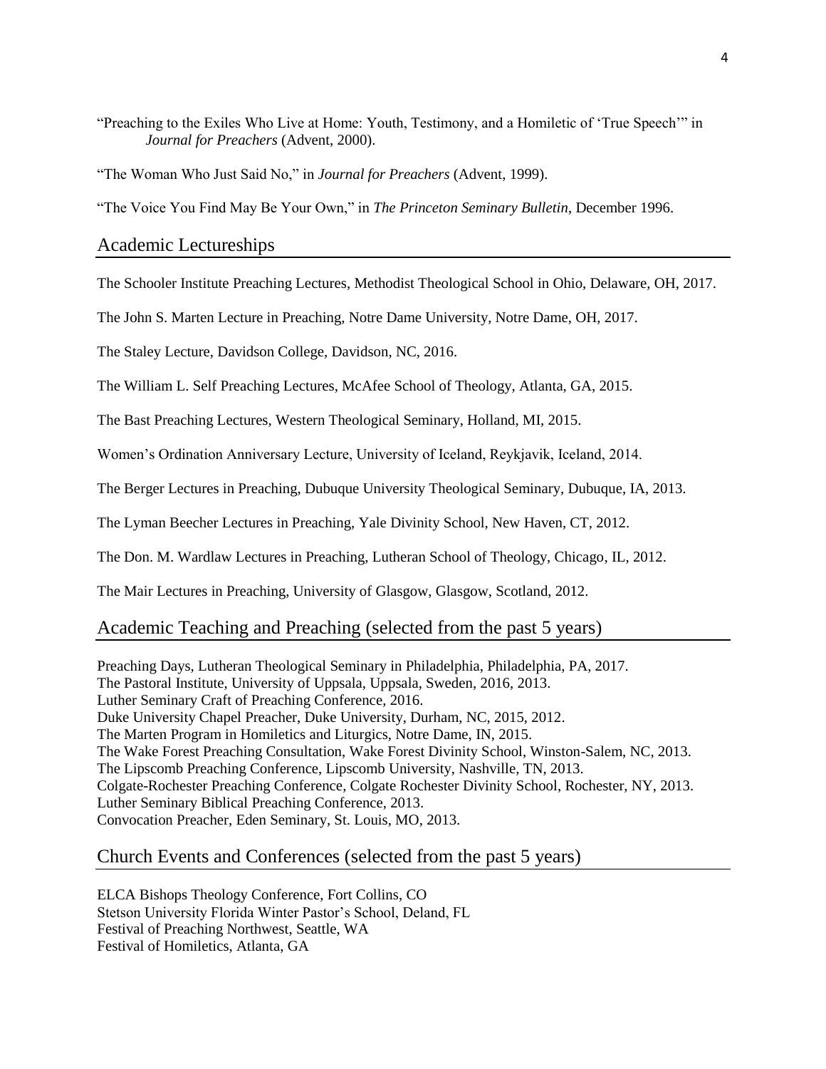"Preaching to the Exiles Who Live at Home: Youth, Testimony, and a Homiletic of 'True Speech'" in *Journal for Preachers* (Advent, 2000).

"The Woman Who Just Said No," in *Journal for Preachers* (Advent, 1999).

"The Voice You Find May Be Your Own," in *The Princeton Seminary Bulletin*, December 1996.

## Academic Lectureships

The Schooler Institute Preaching Lectures, Methodist Theological School in Ohio, Delaware, OH, 2017.

The John S. Marten Lecture in Preaching, Notre Dame University, Notre Dame, OH, 2017.

The Staley Lecture, Davidson College, Davidson, NC, 2016.

The William L. Self Preaching Lectures, McAfee School of Theology, Atlanta, GA, 2015.

The Bast Preaching Lectures, Western Theological Seminary, Holland, MI, 2015.

Women's Ordination Anniversary Lecture, University of Iceland, Reykjavik, Iceland, 2014.

The Berger Lectures in Preaching, Dubuque University Theological Seminary, Dubuque, IA, 2013.

The Lyman Beecher Lectures in Preaching, Yale Divinity School, New Haven, CT, 2012.

The Don. M. Wardlaw Lectures in Preaching, Lutheran School of Theology, Chicago, IL, 2012.

The Mair Lectures in Preaching, University of Glasgow, Glasgow, Scotland, 2012.

## Academic Teaching and Preaching (selected from the past 5 years)

Preaching Days, Lutheran Theological Seminary in Philadelphia, Philadelphia, PA, 2017.
The Pastoral Institute, University of Uppsala, Uppsala, Sweden, 2016, 2013.
Luther Seminary Craft of Preaching Conference, 2016.
Duke University Chapel Preacher, Duke University, Durham, NC, 2015, 2012.
The Marten Program in Homiletics and Liturgics, Notre Dame, IN, 2015.
The Wake Forest Preaching Consultation, Wake Forest Divinity School, Winston-Salem, NC, 2013.
The Lipscomb Preaching Conference, Lipscomb University, Nashville, TN, 2013.
Colgate-Rochester Preaching Conference, Colgate Rochester Divinity School, Rochester, NY, 2013.
Luther Seminary Biblical Preaching Conference, 2013.
Convocation Preacher, Eden Seminary, St. Louis, MO, 2013.

## Church Events and Conferences (selected from the past 5 years)

ELCA Bishops Theology Conference, Fort Collins, CO
Stetson University Florida Winter Pastor's School, Deland, FL
Festival of Preaching Northwest, Seattle, WA
Festival of Homiletics, Atlanta, GA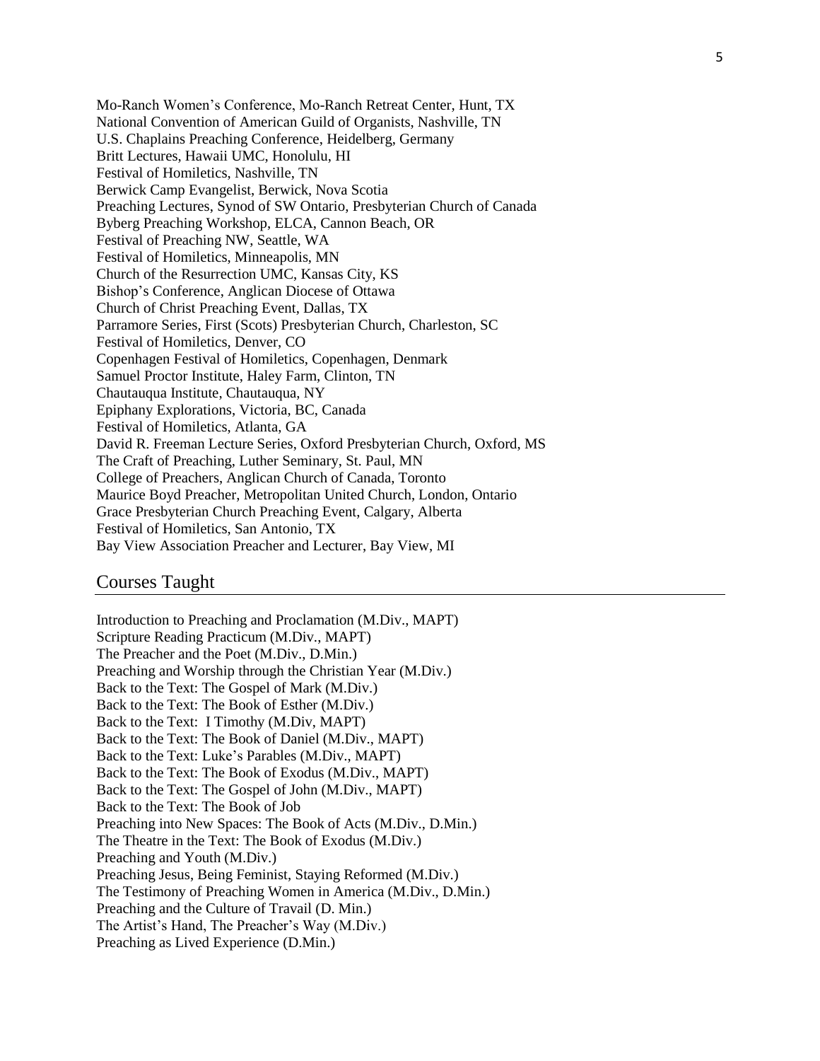Mo-Ranch Women's Conference, Mo-Ranch Retreat Center, Hunt, TX
National Convention of American Guild of Organists, Nashville, TN
U.S. Chaplains Preaching Conference, Heidelberg, Germany
Britt Lectures, Hawaii UMC, Honolulu, HI
Festival of Homiletics, Nashville, TN
Berwick Camp Evangelist, Berwick, Nova Scotia
Preaching Lectures, Synod of SW Ontario, Presbyterian Church of Canada
Byberg Preaching Workshop, ELCA, Cannon Beach, OR
Festival of Preaching NW, Seattle, WA
Festival of Homiletics, Minneapolis, MN
Church of the Resurrection UMC, Kansas City, KS
Bishop's Conference, Anglican Diocese of Ottawa
Church of Christ Preaching Event, Dallas, TX
Parramore Series, First (Scots) Presbyterian Church, Charleston, SC
Festival of Homiletics, Denver, CO
Copenhagen Festival of Homiletics, Copenhagen, Denmark
Samuel Proctor Institute, Haley Farm, Clinton, TN
Chautauqua Institute, Chautauqua, NY
Epiphany Explorations, Victoria, BC, Canada
Festival of Homiletics, Atlanta, GA
David R. Freeman Lecture Series, Oxford Presbyterian Church, Oxford, MS
The Craft of Preaching, Luther Seminary, St. Paul, MN
College of Preachers, Anglican Church of Canada, Toronto
Maurice Boyd Preacher, Metropolitan United Church, London, Ontario
Grace Presbyterian Church Preaching Event, Calgary, Alberta
Festival of Homiletics, San Antonio, TX
Bay View Association Preacher and Lecturer, Bay View, MI

## Courses Taught

Introduction to Preaching and Proclamation (M.Div., MAPT)
Scripture Reading Practicum (M.Div., MAPT)
The Preacher and the Poet (M.Div., D.Min.)
Preaching and Worship through the Christian Year (M.Div.)
Back to the Text: The Gospel of Mark (M.Div.)
Back to the Text: The Book of Esther (M.Div.)
Back to the Text: I Timothy (M.Div, MAPT)
Back to the Text: The Book of Daniel (M.Div., MAPT)
Back to the Text: Luke's Parables (M.Div., MAPT)
Back to the Text: The Book of Exodus (M.Div., MAPT)
Back to the Text: The Gospel of John (M.Div., MAPT)
Back to the Text: The Book of Job
Preaching into New Spaces: The Book of Acts (M.Div., D.Min.)
The Theatre in the Text: The Book of Exodus (M.Div.)
Preaching and Youth (M.Div.)
Preaching Jesus, Being Feminist, Staying Reformed (M.Div.)
The Testimony of Preaching Women in America (M.Div., D.Min.)
Preaching and the Culture of Travail (D. Min.)
The Artist's Hand, The Preacher's Way (M.Div.)
Preaching as Lived Experience (D.Min.)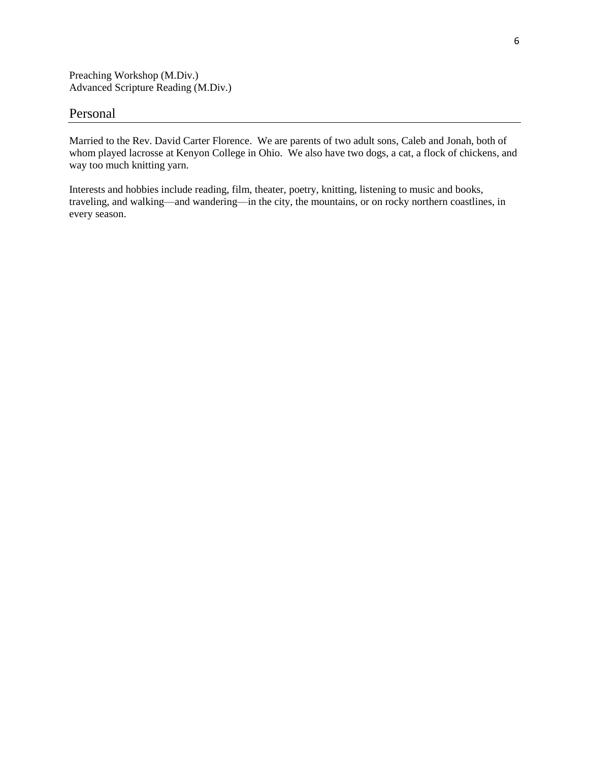Preaching Workshop (M.Div.)
Advanced Scripture Reading (M.Div.)

## Personal

Married to the Rev. David Carter Florence. We are parents of two adult sons, Caleb and Jonah, both of whom played lacrosse at Kenyon College in Ohio. We also have two dogs, a cat, a flock of chickens, and way too much knitting yarn.

Interests and hobbies include reading, film, theater, poetry, knitting, listening to music and books, traveling, and walking—and wandering—in the city, the mountains, or on rocky northern coastlines, in every season.